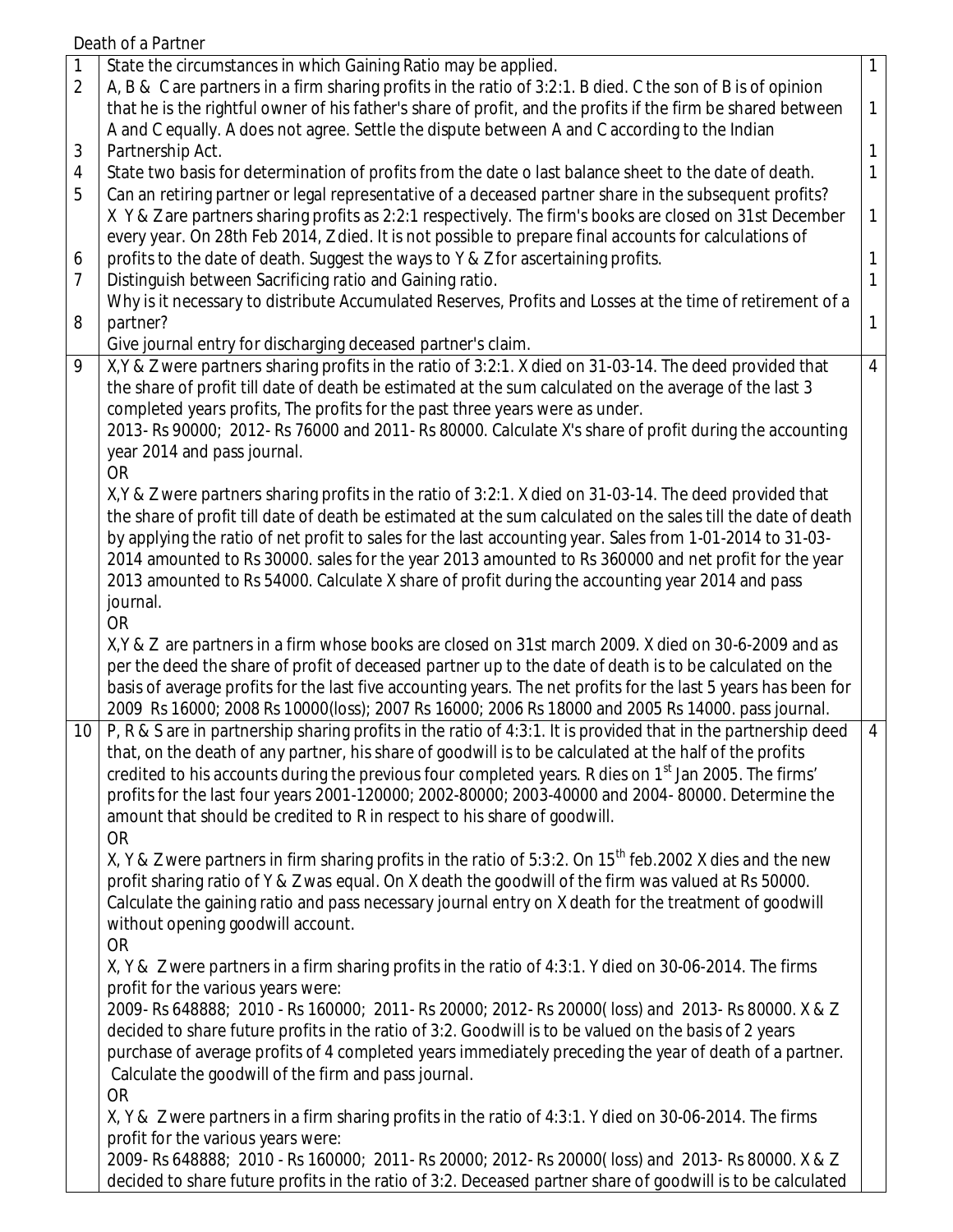Death of a Partner

| | | |
|---|---|---|
| 1 | State the circumstances in which Gaining Ratio may be applied. | 1 |
| 2 | A, B & C are partners in a firm sharing profits in the ratio of 3:2:1. B died. C the son of B is of opinion that he is the rightful owner of his father's share of profit, and the profits if the firm be shared between A and C equally. A does not agree. Settle the dispute between A and C according to the Indian Partnership Act. | 1 |
| 3 | State two basis for determination of profits from the date o last balance sheet to the date of death. | 1 |
| 4 | Can an retiring partner or legal representative of a deceased partner share in the subsequent profits? | 1 |
| 5 | X Y & Z are partners sharing profits as 2:2:1 respectively. The firm's books are closed on 31st December every year. On 28th Feb 2014, Z died. It is not possible to prepare final accounts for calculations of profits to the date of death. Suggest the ways to Y & Z for ascertaining profits. | 1 |
| 6 | Distinguish between Sacrificing ratio and Gaining ratio. | 1 |
| 7 | Why is it necessary to distribute Accumulated Reserves, Profits and Losses at the time of retirement of a partner? | 1 |
| 8 | Give journal entry for discharging deceased partner's claim. | 1 |
| 9 | X,Y & Z were partners sharing profits in the ratio of 3:2:1. X died on 31-03-14. The deed provided that the share of profit till date of death be estimated at the sum calculated on the average of the last 3 completed years profits, The profits for the past three years were as under.<br>2013- Rs 90000; 2012- Rs 76000 and 2011- Rs 80000. Calculate X's share of profit during the accounting year 2014 and pass journal.<br>OR<br>X,Y & Z were partners sharing profits in the ratio of 3:2:1. X died on 31-03-14. The deed provided that the share of profit till date of death be estimated at the sum calculated on the sales till the date of death by applying the ratio of net profit to sales for the last accounting year. Sales from 1-01-2014 to 31-03-2014 amounted to Rs 30000. sales for the year 2013 amounted to Rs 360000 and net profit for the year 2013 amounted to Rs 54000. Calculate X share of profit during the accounting year 2014 and pass journal.<br>OR<br>X,Y & Z are partners in a firm whose books are closed on 31st march 2009. X died on 30-6-2009 and as per the deed the share of profit of deceased partner up to the date of death is to be calculated on the basis of average profits for the last five accounting years. The net profits for the last 5 years has been for 2009 Rs 16000; 2008 Rs 10000(loss); 2007 Rs 16000; 2006 Rs 18000 and 2005 Rs 14000. pass journal. | 4 |
| 10 | P, R & S are in partnership sharing profits in the ratio of 4:3:1. It is provided that in the partnership deed that, on the death of any partner, his share of goodwill is to be calculated at the half of the profits credited to his accounts during the previous four completed years. R dies on 1st Jan 2005. The firms' profits for the last four years 2001-120000; 2002-80000; 2003-40000 and 2004- 80000. Determine the amount that should be credited to R in respect to his share of goodwill.<br>OR<br>X, Y & Z were partners in firm sharing profits in the ratio of 5:3:2. On 15th feb.2002 X dies and the new profit sharing ratio of Y & Z was equal. On X death the goodwill of the firm was valued at Rs 50000. Calculate the gaining ratio and pass necessary journal entry on X death for the treatment of goodwill without opening goodwill account.<br>OR<br>X, Y & Z were partners in a firm sharing profits in the ratio of 4:3:1. Y died on 30-06-2014. The firms profit for the various years were:<br>2009- Rs 648888; 2010 - Rs 160000; 2011- Rs 20000; 2012- Rs 20000( loss) and 2013- Rs 80000. X & Z decided to share future profits in the ratio of 3:2. Goodwill is to be valued on the basis of 2 years purchase of average profits of 4 completed years immediately preceding the year of death of a partner. Calculate the goodwill of the firm and pass journal.<br>OR<br>X, Y & Z were partners in a firm sharing profits in the ratio of 4:3:1. Y died on 30-06-2014. The firms profit for the various years were:<br>2009- Rs 648888; 2010 - Rs 160000; 2011- Rs 20000; 2012- Rs 20000( loss) and 2013- Rs 80000. X & Z decided to share future profits in the ratio of 3:2. Deceased partner share of goodwill is to be calculated | 4 |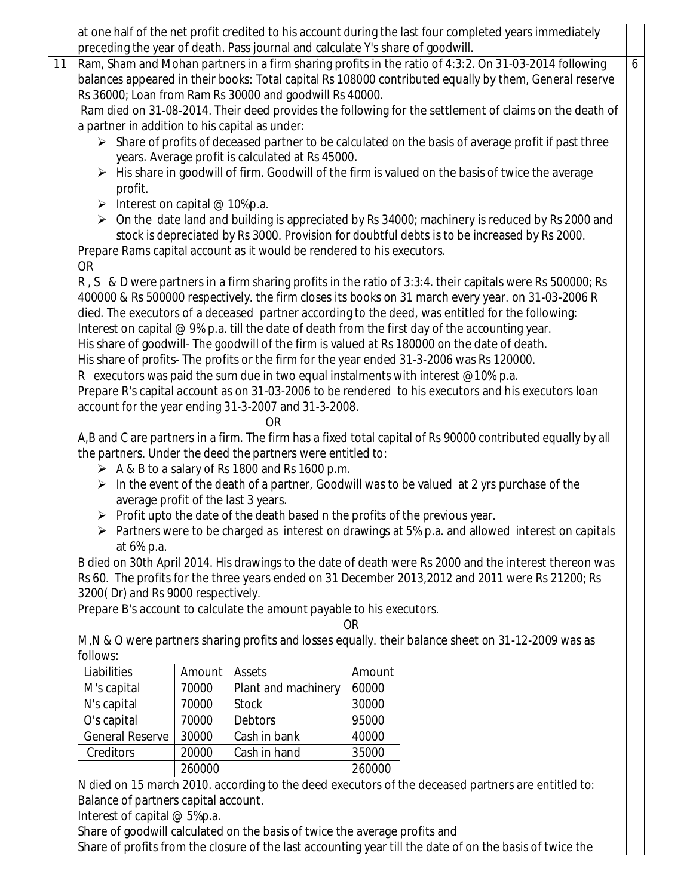at one half of the net profit credited to his account during the last four completed years immediately preceding the year of death. Pass journal and calculate Y's share of goodwill.

**11** Ram, Sham and Mohan partners in a firm sharing profits in the ratio of 4:3:2. On 31-03-2014 following balances appeared in their books: Total capital Rs 108000 contributed equally by them, General reserve Rs 36000; Loan from Ram Rs 30000 and goodwill Rs 40000. **6**

Ram died on 31-08-2014. Their deed provides the following for the settlement of claims on the death of a partner in addition to his capital as under:

- Share of profits of deceased partner to be calculated on the basis of average profit if past three years. Average profit is calculated at Rs 45000.
- His share in goodwill of firm. Goodwill of the firm is valued on the basis of twice the average profit.
- Interest on capital @ 10%p.a.
- On the date land and building is appreciated by Rs 34000; machinery is reduced by Rs 2000 and stock is depreciated by Rs 3000. Provision for doubtful debts is to be increased by Rs 2000.

Prepare Rams capital account as it would be rendered to his executors.

OR

R , S & D were partners in a firm sharing profits in the ratio of 3:3:4. their capitals were Rs 500000; Rs 400000 & Rs 500000 respectively. the firm closes its books on 31 march every year. on 31-03-2006 R died. The executors of a deceased partner according to the deed, was entitled for the following:
Interest on capital @ 9% p.a. till the date of death from the first day of the accounting year.
His share of goodwill- The goodwill of the firm is valued at Rs 180000 on the date of death.
His share of profits- The profits or the firm for the year ended 31-3-2006 was Rs 120000.
R executors was paid the sum due in two equal instalments with interest @10% p.a.
Prepare R's capital account as on 31-03-2006 to be rendered to his executors and his executors loan account for the year ending 31-3-2007 and 31-3-2008.

OR

A,B and C are partners in a firm. The firm has a fixed total capital of Rs 90000 contributed equally by all the partners. Under the deed the partners were entitled to:

- A & B to a salary of Rs 1800 and Rs 1600 p.m.
- In the event of the death of a partner, Goodwill was to be valued at 2 yrs purchase of the average profit of the last 3 years.
- Profit upto the date of the death based n the profits of the previous year.
- Partners were to be charged as interest on drawings at 5% p.a. and allowed interest on capitals at 6% p.a.

B died on 30th April 2014. His drawings to the date of death were Rs 2000 and the interest thereon was Rs 60. The profits for the three years ended on 31 December 2013,2012 and 2011 were Rs 21200; Rs 3200( Dr) and Rs 9000 respectively.
Prepare B's account to calculate the amount payable to his executors.

OR

M,N & O were partners sharing profits and losses equally. their balance sheet on 31-12-2009 was as follows:

| Liabilities | Amount | Assets | Amount |
|---|---|---|---|
| M's capital | 70000 | Plant and machinery | 60000 |
| N's capital | 70000 | Stock | 30000 |
| O's capital | 70000 | Debtors | 95000 |
| General Reserve | 30000 | Cash in bank | 40000 |
| Creditors | 20000 | Cash in hand | 35000 |
| | 260000 | | 260000 |

N died on 15 march 2010. according to the deed executors of the deceased partners are entitled to:
Balance of partners capital account.
Interest of capital @ 5%p.a.
Share of goodwill calculated on the basis of twice the average profits and
Share of profits from the closure of the last accounting year till the date of on the basis of twice the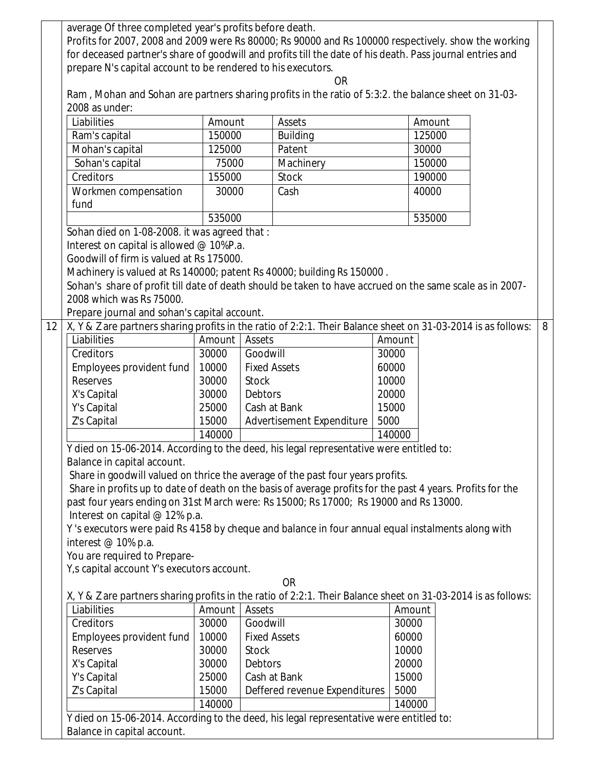average Of three completed year's profits before death.

Profits for 2007, 2008 and 2009 were Rs 80000; Rs 90000 and Rs 100000 respectively. show the working for deceased partner's share of goodwill and profits till the date of his death. Pass journal entries and prepare N's capital account to be rendered to his executors.

OR

Ram , Mohan and Sohan are partners sharing profits in the ratio of 5:3:2. the balance sheet on 31-03-2008 as under:

| Liabilities | Amount | Assets | Amount |
|---|---|---|---|
| Ram's capital | 150000 | Building | 125000 |
| Mohan's capital | 125000 | Patent | 30000 |
| Sohan's capital | 75000 | Machinery | 150000 |
| Creditors | 155000 | Stock | 190000 |
| Workmen compensation fund | 30000 | Cash | 40000 |
| | 535000 | | 535000 |

Sohan died on 1-08-2008. it was agreed that :

Interest on capital is allowed @ 10%P.a.

Goodwill of firm is valued at Rs 175000.

Machinery is valued at Rs 140000; patent Rs 40000; building Rs 150000 .

Sohan's share of profit till date of death should be taken to have accrued on the same scale as in 2007-2008 which was Rs 75000.

Prepare journal and sohan's capital account.

**12** X, Y & Z are partners sharing profits in the ratio of 2:2:1. Their Balance sheet on 31-03-2014 is as follows: **8**

| Liabilities | Amount | Assets | Amount |
|---|---|---|---|
| Creditors | 30000 | Goodwill | 30000 |
| Employees provident fund | 10000 | Fixed Assets | 60000 |
| Reserves | 30000 | Stock | 10000 |
| X's Capital | 30000 | Debtors | 20000 |
| Y's Capital | 25000 | Cash at Bank | 15000 |
| Z's Capital | 15000 | Advertisement Expenditure | 5000 |
| | 140000 | | 140000 |

Y died on 15-06-2014. According to the deed, his legal representative were entitled to:

Balance in capital account.

Share in goodwill valued on thrice the average of the past four years profits.

Share in profits up to date of death on the basis of average profits for the past 4 years. Profits for the past four years ending on 31st March were: Rs 15000; Rs 17000; Rs 19000 and Rs 13000.

Interest on capital @ 12% p.a.

Y 's executors were paid Rs 4158 by cheque and balance in four annual equal instalments along with interest @ 10% p.a.

You are required to Prepare-

Y,s capital account Y's executors account.

OR

X, Y & Z are partners sharing profits in the ratio of 2:2:1. Their Balance sheet on 31-03-2014 is as follows:

| Liabilities | Amount | Assets | Amount |
|---|---|---|---|
| Creditors | 30000 | Goodwill | 30000 |
| Employees provident fund | 10000 | Fixed Assets | 60000 |
| Reserves | 30000 | Stock | 10000 |
| X's Capital | 30000 | Debtors | 20000 |
| Y's Capital | 25000 | Cash at Bank | 15000 |
| Z's Capital | 15000 | Deffered revenue Expenditures | 5000 |
| | 140000 | | 140000 |

Y died on 15-06-2014. According to the deed, his legal representative were entitled to:

Balance in capital account.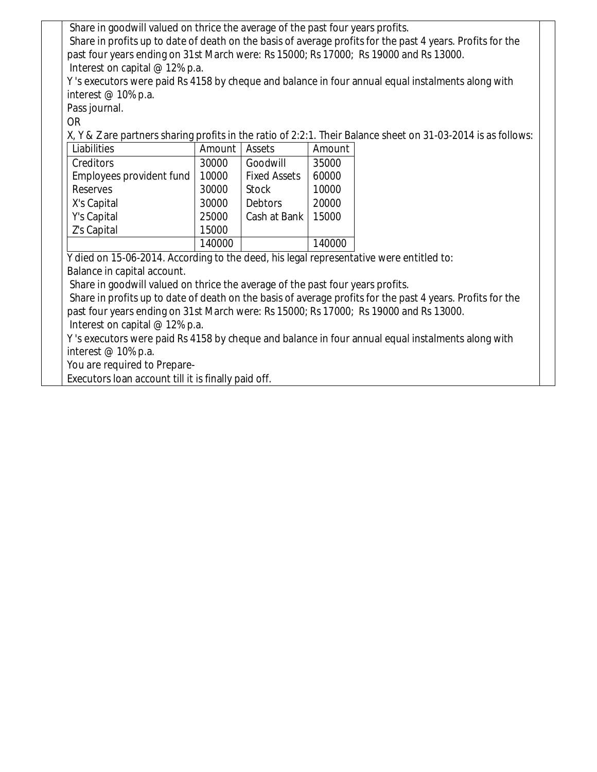Share in goodwill valued on thrice the average of the past four years profits.

Share in profits up to date of death on the basis of average profits for the past 4 years. Profits for the past four years ending on 31st March were: Rs 15000; Rs 17000; Rs 19000 and Rs 13000.

Interest on capital @ 12% p.a.

Y 's executors were paid Rs 4158 by cheque and balance in four annual equal instalments along with interest @ 10% p.a.

Pass journal.

OR

X, Y & Z are partners sharing profits in the ratio of 2:2:1. Their Balance sheet on 31-03-2014 is as follows:

| Liabilities | Amount | Assets | Amount |
|---|---|---|---|
| Creditors | 30000 | Goodwill | 35000 |
| Employees provident fund | 10000 | Fixed Assets | 60000 |
| Reserves | 30000 | Stock | 10000 |
| X's Capital | 30000 | Debtors | 20000 |
| Y's Capital | 25000 | Cash at Bank | 15000 |
| Z's Capital | 15000 | | |
| | 140000 | | 140000 |

Y died on 15-06-2014. According to the deed, his legal representative were entitled to:

Balance in capital account.

Share in goodwill valued on thrice the average of the past four years profits.

Share in profits up to date of death on the basis of average profits for the past 4 years. Profits for the past four years ending on 31st March were: Rs 15000; Rs 17000; Rs 19000 and Rs 13000.

Interest on capital @ 12% p.a.

Y 's executors were paid Rs 4158 by cheque and balance in four annual equal instalments along with interest @ 10% p.a.

You are required to Prepare-

Executors loan account till it is finally paid off.